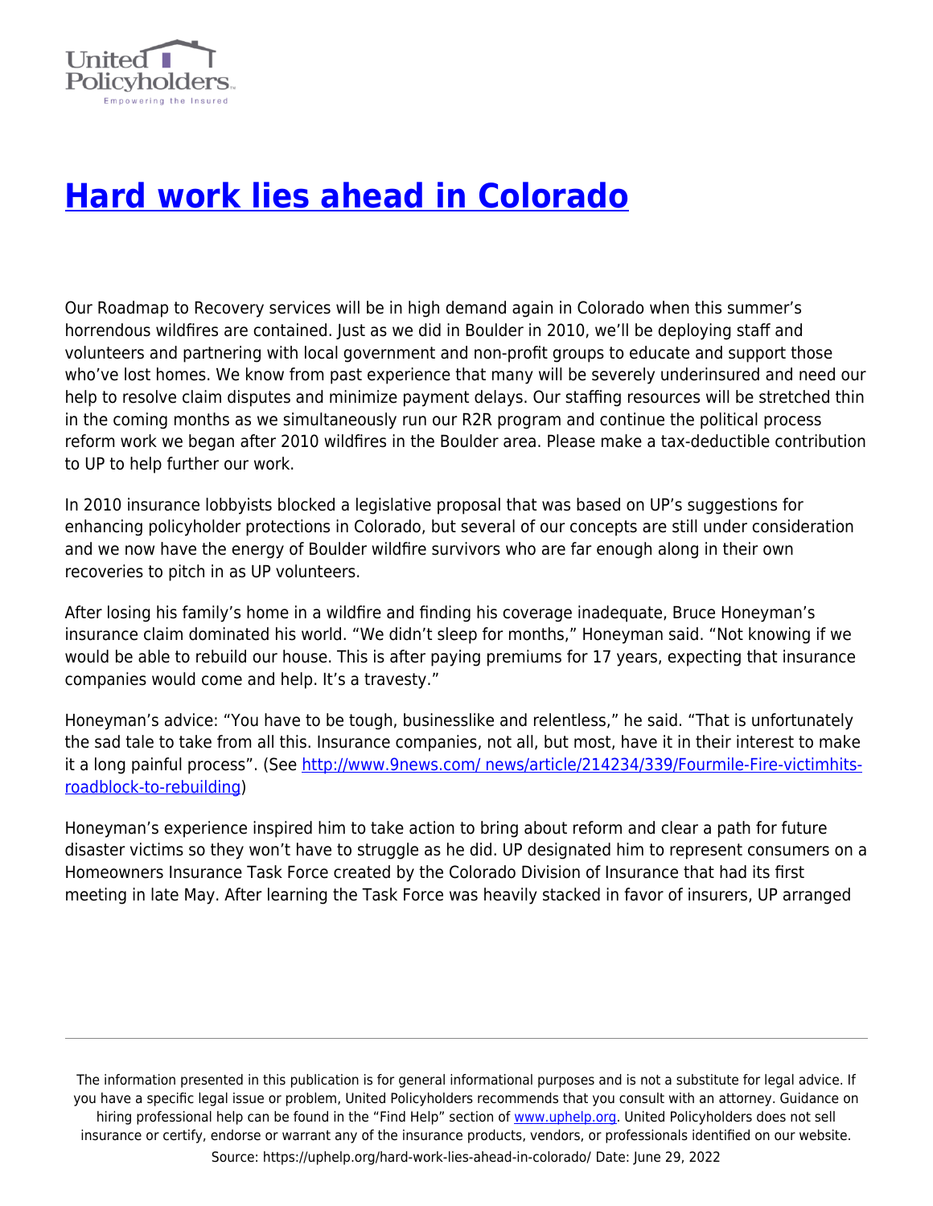# [Hard work lies ahead in Colorado](https://uphelp.org/hard-work-lies-ahead-in-colorado/)

Our Roadmap to Recovery services will be in high demand again in Colorado when this summer's horrendous wildfires are contained. Just as we did in Boulder in 2010, we'll be deploying staff and volunteers and partnering with local government and non-profit groups to educate and support those who've lost homes. We know from past experience that many will be severely underinsured and need our help to resolve claim disputes and minimize payment delays. Our staffing resources will be stretched thin in the coming months as we simultaneously run our R2R program and continue the political process reform work we began after 2010 wildfires in the Boulder area. Please make a tax-deductible contribution to UP to help further our work.

In 2010 insurance lobbyists blocked a legislative proposal that was based on UP's suggestions for enhancing policyholder protections in Colorado, but several of our concepts are still under consideration and we now have the energy of Boulder wildfire survivors who are far enough along in their own recoveries to pitch in as UP volunteers.

After losing his family's home in a wildfire and finding his coverage inadequate, Bruce Honeyman's insurance claim dominated his world. "We didn't sleep for months," Honeyman said. "Not knowing if we would be able to rebuild our house. This is after paying premiums for 17 years, expecting that insurance companies would come and help. It's a travesty."

Honeyman's advice: "You have to be tough, businesslike and relentless," he said. "That is unfortunately the sad tale to take from all this. Insurance companies, not all, but most, have it in their interest to make it a long painful process". (See [http://www.9news.com/ news/article/214234/339/Fourmile-Fire-victimhits-roadblock-to-rebuilding](http://www.9news.com/news/article/214234/339/Fourmile-Fire-victimhits-roadblock-to-rebuilding))

Honeyman's experience inspired him to take action to bring about reform and clear a path for future disaster victims so they won't have to struggle as he did. UP designated him to represent consumers on a Homeowners Insurance Task Force created by the Colorado Division of Insurance that had its first meeting in late May. After learning the Task Force was heavily stacked in favor of insurers, UP arranged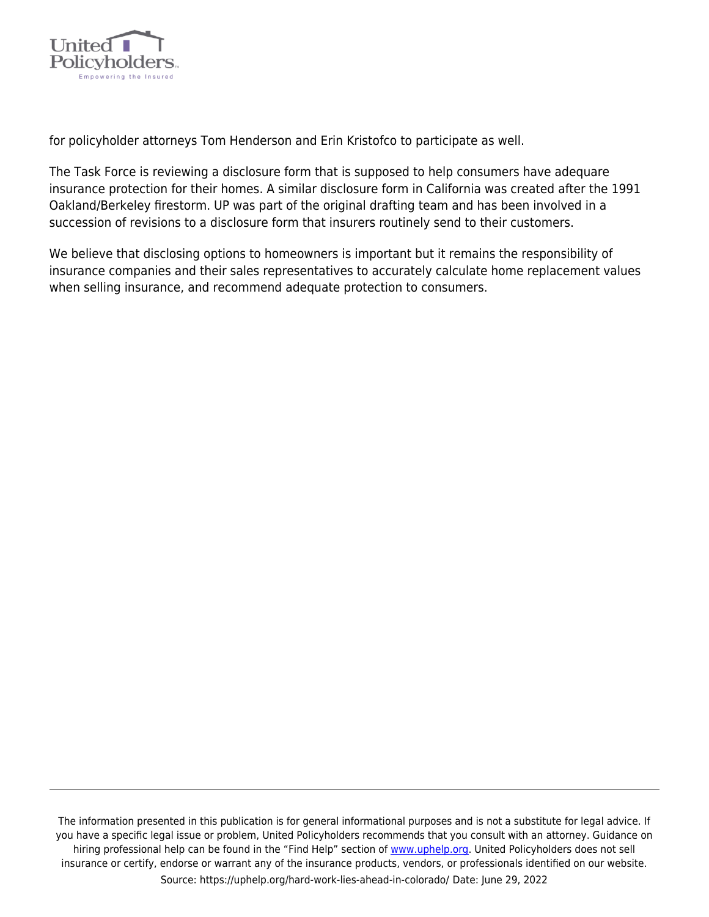for policyholder attorneys Tom Henderson and Erin Kristofco to participate as well.

The Task Force is reviewing a disclosure form that is supposed to help consumers have adequare insurance protection for their homes. A similar disclosure form in California was created after the 1991 Oakland/Berkeley firestorm. UP was part of the original drafting team and has been involved in a succession of revisions to a disclosure form that insurers routinely send to their customers.

We believe that disclosing options to homeowners is important but it remains the responsibility of insurance companies and their sales representatives to accurately calculate home replacement values when selling insurance, and recommend adequate protection to consumers.